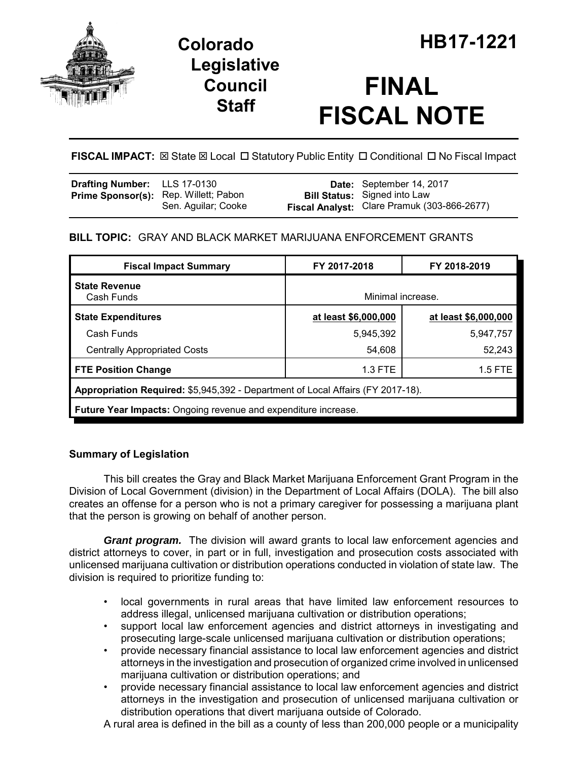# Colorado Legislative Council Staff

# HB17-1221

# FINAL FISCAL NOTE

**FISCAL IMPACT:** ☒ State ☒ Local ☐ Statutory Public Entity ☐ Conditional ☐ No Fiscal Impact

| | | | |
|---|---|---|---|
| **Drafting Number:** | LLS 17-0130 | **Date:** | September 14, 2017 |
| **Prime Sponsor(s):** | Rep. Willett; Pabon<br>Sen. Aguilar; Cooke | **Bill Status:** | Signed into Law |
| | | **Fiscal Analyst:** | Clare Pramuk (303-866-2677) |

**BILL TOPIC:** GRAY AND BLACK MARKET MARIJUANA ENFORCEMENT GRANTS

| Fiscal Impact Summary | FY 2017-2018 | FY 2018-2019 |
|---|---|---|
| **State Revenue**<br>Cash Funds | Minimal increase. | |
| **State Expenditures** | **at least $6,000,000** | **at least $6,000,000** |
| Cash Funds | 5,945,392 | 5,947,757 |
| Centrally Appropriated Costs | 54,608 | 52,243 |
| **FTE Position Change** | 1.3 FTE | 1.5 FTE |
| **Appropriation Required:** $5,945,392 - Department of Local Affairs (FY 2017-18). | | |
| **Future Year Impacts:** Ongoing revenue and expenditure increase. | | |

### Summary of Legislation

This bill creates the Gray and Black Market Marijuana Enforcement Grant Program in the Division of Local Government (division) in the Department of Local Affairs (DOLA). The bill also creates an offense for a person who is not a primary caregiver for possessing a marijuana plant that the person is growing on behalf of another person.

***Grant program.*** The division will award grants to local law enforcement agencies and district attorneys to cover, in part or in full, investigation and prosecution costs associated with unlicensed marijuana cultivation or distribution operations conducted in violation of state law. The division is required to prioritize funding to:

- local governments in rural areas that have limited law enforcement resources to address illegal, unlicensed marijuana cultivation or distribution operations;
- support local law enforcement agencies and district attorneys in investigating and prosecuting large-scale unlicensed marijuana cultivation or distribution operations;
- provide necessary financial assistance to local law enforcement agencies and district attorneys in the investigation and prosecution of organized crime involved in unlicensed marijuana cultivation or distribution operations; and
- provide necessary financial assistance to local law enforcement agencies and district attorneys in the investigation and prosecution of unlicensed marijuana cultivation or distribution operations that divert marijuana outside of Colorado.

A rural area is defined in the bill as a county of less than 200,000 people or a municipality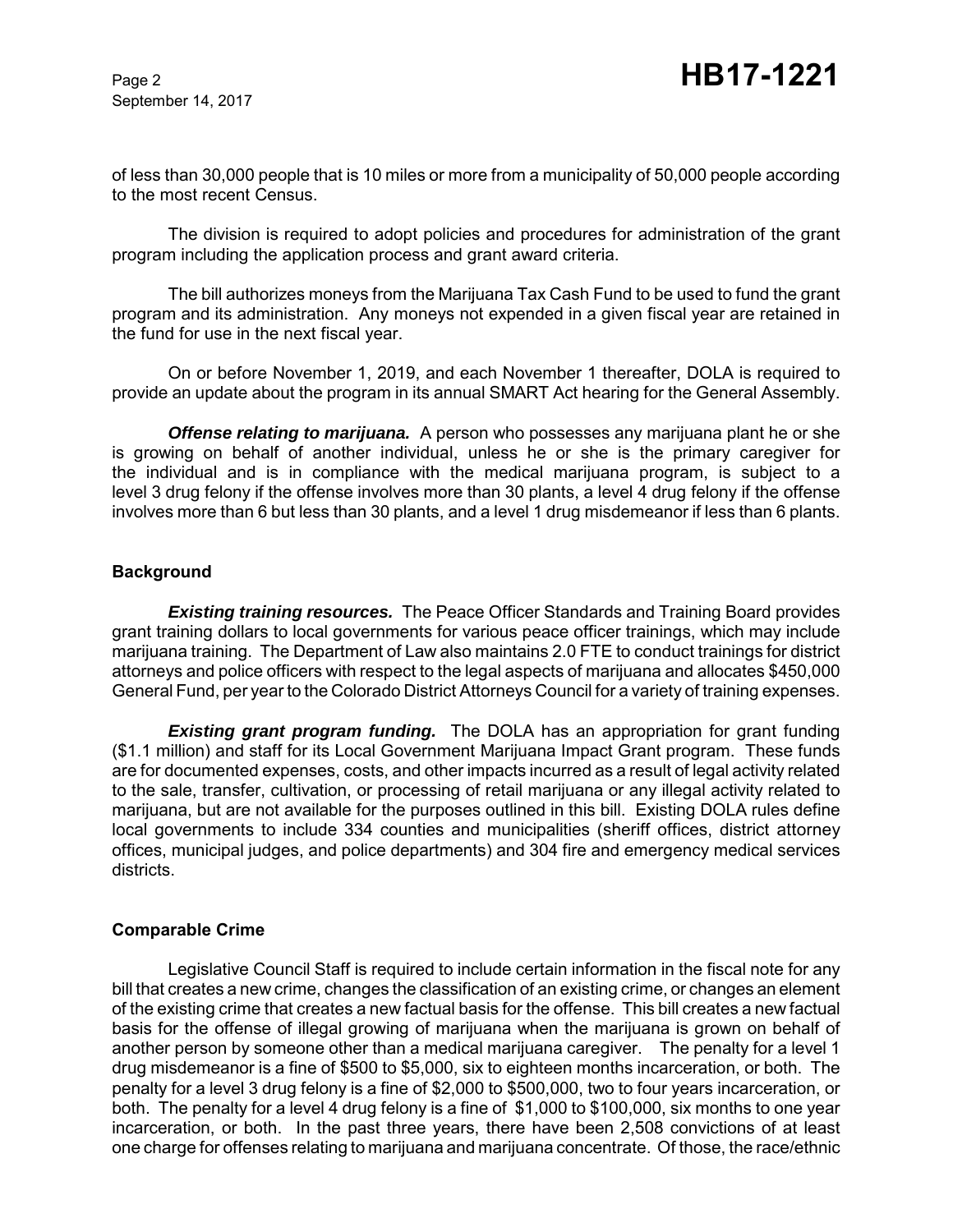of less than 30,000 people that is 10 miles or more from a municipality of 50,000 people according to the most recent Census.

The division is required to adopt policies and procedures for administration of the grant program including the application process and grant award criteria.

The bill authorizes moneys from the Marijuana Tax Cash Fund to be used to fund the grant program and its administration. Any moneys not expended in a given fiscal year are retained in the fund for use in the next fiscal year.

On or before November 1, 2019, and each November 1 thereafter, DOLA is required to provide an update about the program in its annual SMART Act hearing for the General Assembly.

***Offense relating to marijuana.*** A person who possesses any marijuana plant he or she is growing on behalf of another individual, unless he or she is the primary caregiver for the individual and is in compliance with the medical marijuana program, is subject to a level 3 drug felony if the offense involves more than 30 plants, a level 4 drug felony if the offense involves more than 6 but less than 30 plants, and a level 1 drug misdemeanor if less than 6 plants.

## Background

***Existing training resources.*** The Peace Officer Standards and Training Board provides grant training dollars to local governments for various peace officer trainings, which may include marijuana training. The Department of Law also maintains 2.0 FTE to conduct trainings for district attorneys and police officers with respect to the legal aspects of marijuana and allocates $450,000 General Fund, per year to the Colorado District Attorneys Council for a variety of training expenses.

***Existing grant program funding.*** The DOLA has an appropriation for grant funding ($1.1 million) and staff for its Local Government Marijuana Impact Grant program. These funds are for documented expenses, costs, and other impacts incurred as a result of legal activity related to the sale, transfer, cultivation, or processing of retail marijuana or any illegal activity related to marijuana, but are not available for the purposes outlined in this bill. Existing DOLA rules define local governments to include 334 counties and municipalities (sheriff offices, district attorney offices, municipal judges, and police departments) and 304 fire and emergency medical services districts.

## Comparable Crime

Legislative Council Staff is required to include certain information in the fiscal note for any bill that creates a new crime, changes the classification of an existing crime, or changes an element of the existing crime that creates a new factual basis for the offense. This bill creates a new factual basis for the offense of illegal growing of marijuana when the marijuana is grown on behalf of another person by someone other than a medical marijuana caregiver. The penalty for a level 1 drug misdemeanor is a fine of $500 to $5,000, six to eighteen months incarceration, or both. The penalty for a level 3 drug felony is a fine of $2,000 to $500,000, two to four years incarceration, or both. The penalty for a level 4 drug felony is a fine of $1,000 to $100,000, six months to one year incarceration, or both. In the past three years, there have been 2,508 convictions of at least one charge for offenses relating to marijuana and marijuana concentrate. Of those, the race/ethnic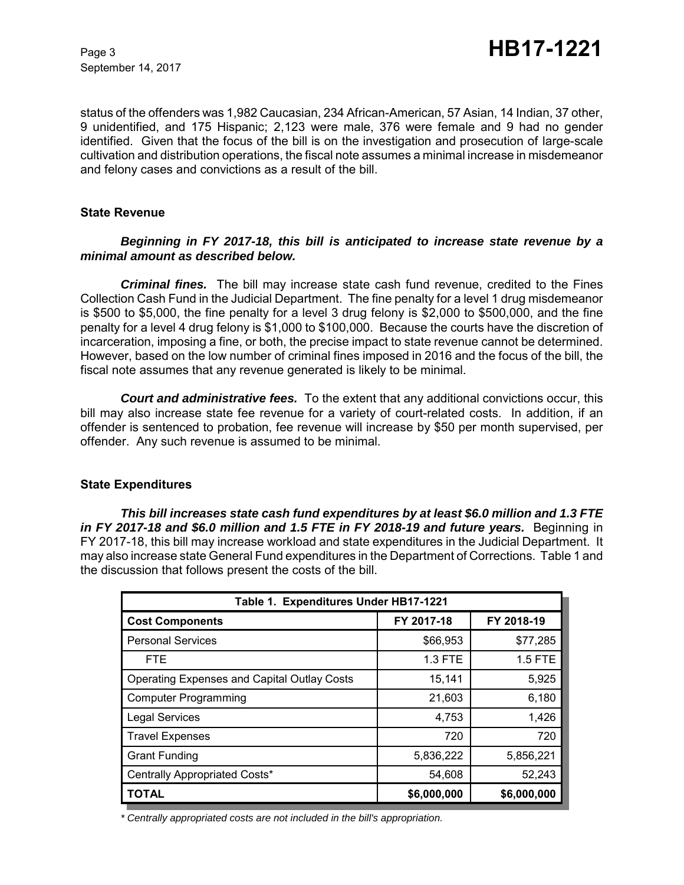status of the offenders was 1,982 Caucasian, 234 African-American, 57 Asian, 14 Indian, 37 other, 9 unidentified, and 175 Hispanic; 2,123 were male, 376 were female and 9 had no gender identified. Given that the focus of the bill is on the investigation and prosecution of large-scale cultivation and distribution operations, the fiscal note assumes a minimal increase in misdemeanor and felony cases and convictions as a result of the bill.

### State Revenue

***Beginning in FY 2017-18, this bill is anticipated to increase state revenue by a minimal amount as described below.***

***Criminal fines.*** The bill may increase state cash fund revenue, credited to the Fines Collection Cash Fund in the Judicial Department. The fine penalty for a level 1 drug misdemeanor is $500 to $5,000, the fine penalty for a level 3 drug felony is $2,000 to $500,000, and the fine penalty for a level 4 drug felony is $1,000 to $100,000. Because the courts have the discretion of incarceration, imposing a fine, or both, the precise impact to state revenue cannot be determined. However, based on the low number of criminal fines imposed in 2016 and the focus of the bill, the fiscal note assumes that any revenue generated is likely to be minimal.

***Court and administrative fees.*** To the extent that any additional convictions occur, this bill may also increase state fee revenue for a variety of court-related costs. In addition, if an offender is sentenced to probation, fee revenue will increase by $50 per month supervised, per offender. Any such revenue is assumed to be minimal.

### State Expenditures

***This bill increases state cash fund expenditures by at least $6.0 million and 1.3 FTE in FY 2017-18 and $6.0 million and 1.5 FTE in FY 2018-19 and future years.*** Beginning in FY 2017-18, this bill may increase workload and state expenditures in the Judicial Department. It may also increase state General Fund expenditures in the Department of Corrections. Table 1 and the discussion that follows present the costs of the bill.

| Table 1. Expenditures Under HB17-1221 | | |
|---|---|---|
| **Cost Components** | **FY 2017-18** | **FY 2018-19** |
| Personal Services | $66,953 | $77,285 |
| FTE | 1.3 FTE | 1.5 FTE |
| Operating Expenses and Capital Outlay Costs | 15,141 | 5,925 |
| Computer Programming | 21,603 | 6,180 |
| Legal Services | 4,753 | 1,426 |
| Travel Expenses | 720 | 720 |
| Grant Funding | 5,836,222 | 5,856,221 |
| Centrally Appropriated Costs* | 54,608 | 52,243 |
| **TOTAL** | **$6,000,000** | **$6,000,000** |

*\* Centrally appropriated costs are not included in the bill's appropriation.*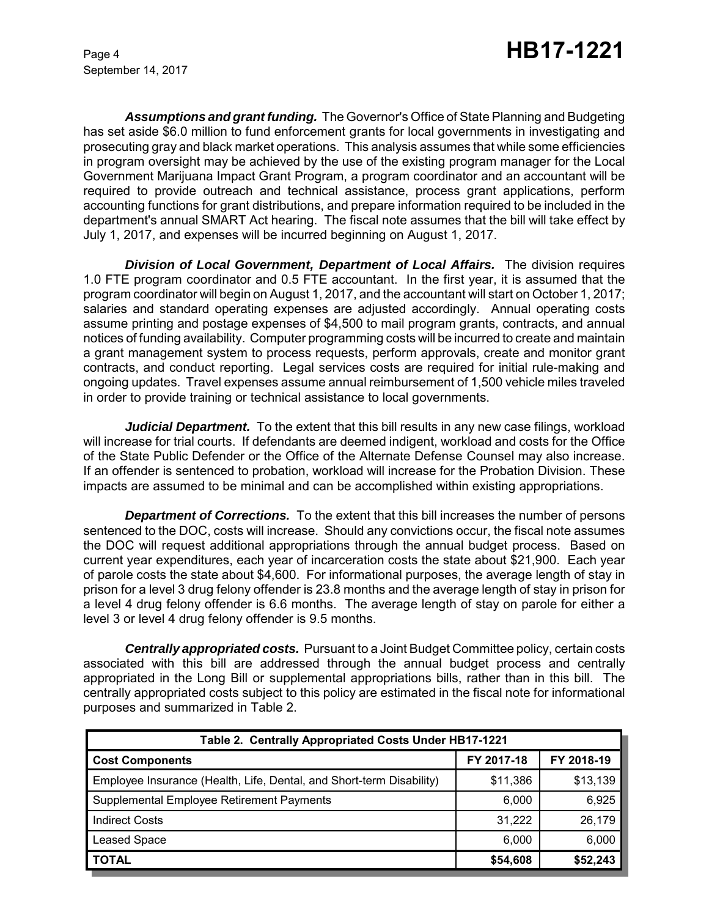***Assumptions and grant funding.*** The Governor's Office of State Planning and Budgeting has set aside $6.0 million to fund enforcement grants for local governments in investigating and prosecuting gray and black market operations. This analysis assumes that while some efficiencies in program oversight may be achieved by the use of the existing program manager for the Local Government Marijuana Impact Grant Program, a program coordinator and an accountant will be required to provide outreach and technical assistance, process grant applications, perform accounting functions for grant distributions, and prepare information required to be included in the department's annual SMART Act hearing. The fiscal note assumes that the bill will take effect by July 1, 2017, and expenses will be incurred beginning on August 1, 2017.

***Division of Local Government, Department of Local Affairs.*** The division requires 1.0 FTE program coordinator and 0.5 FTE accountant. In the first year, it is assumed that the program coordinator will begin on August 1, 2017, and the accountant will start on October 1, 2017; salaries and standard operating expenses are adjusted accordingly. Annual operating costs assume printing and postage expenses of $4,500 to mail program grants, contracts, and annual notices of funding availability. Computer programming costs will be incurred to create and maintain a grant management system to process requests, perform approvals, create and monitor grant contracts, and conduct reporting. Legal services costs are required for initial rule-making and ongoing updates. Travel expenses assume annual reimbursement of 1,500 vehicle miles traveled in order to provide training or technical assistance to local governments.

***Judicial Department.*** To the extent that this bill results in any new case filings, workload will increase for trial courts. If defendants are deemed indigent, workload and costs for the Office of the State Public Defender or the Office of the Alternate Defense Counsel may also increase. If an offender is sentenced to probation, workload will increase for the Probation Division. These impacts are assumed to be minimal and can be accomplished within existing appropriations.

***Department of Corrections.*** To the extent that this bill increases the number of persons sentenced to the DOC, costs will increase. Should any convictions occur, the fiscal note assumes the DOC will request additional appropriations through the annual budget process. Based on current year expenditures, each year of incarceration costs the state about $21,900. Each year of parole costs the state about $4,600. For informational purposes, the average length of stay in prison for a level 3 drug felony offender is 23.8 months and the average length of stay in prison for a level 4 drug felony offender is 6.6 months. The average length of stay on parole for either a level 3 or level 4 drug felony offender is 9.5 months.

***Centrally appropriated costs.*** Pursuant to a Joint Budget Committee policy, certain costs associated with this bill are addressed through the annual budget process and centrally appropriated in the Long Bill or supplemental appropriations bills, rather than in this bill. The centrally appropriated costs subject to this policy are estimated in the fiscal note for informational purposes and summarized in Table 2.

| Table 2. Centrally Appropriated Costs Under HB17-1221 | | |
|---|---|---|
| **Cost Components** | **FY 2017-18** | **FY 2018-19** |
| Employee Insurance (Health, Life, Dental, and Short-term Disability) | $11,386 | $13,139 |
| Supplemental Employee Retirement Payments | 6,000 | 6,925 |
| Indirect Costs | 31,222 | 26,179 |
| Leased Space | 6,000 | 6,000 |
| **TOTAL** | **$54,608** | **$52,243** |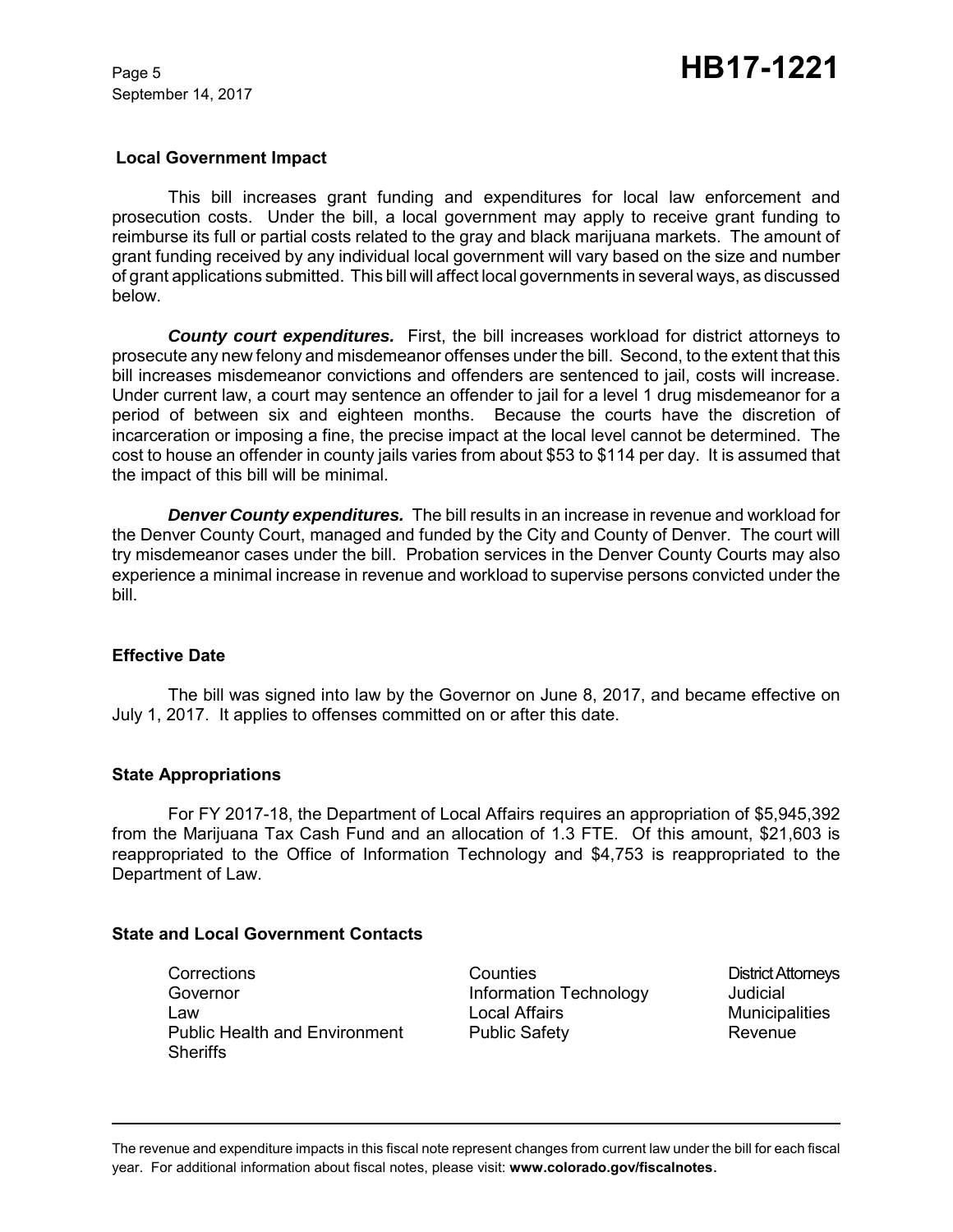### Local Government Impact

This bill increases grant funding and expenditures for local law enforcement and prosecution costs. Under the bill, a local government may apply to receive grant funding to reimburse its full or partial costs related to the gray and black marijuana markets. The amount of grant funding received by any individual local government will vary based on the size and number of grant applications submitted. This bill will affect local governments in several ways, as discussed below.

***County court expenditures.*** First, the bill increases workload for district attorneys to prosecute any new felony and misdemeanor offenses under the bill. Second, to the extent that this bill increases misdemeanor convictions and offenders are sentenced to jail, costs will increase. Under current law, a court may sentence an offender to jail for a level 1 drug misdemeanor for a period of between six and eighteen months. Because the courts have the discretion of incarceration or imposing a fine, the precise impact at the local level cannot be determined. The cost to house an offender in county jails varies from about $53 to $114 per day. It is assumed that the impact of this bill will be minimal.

***Denver County expenditures.*** The bill results in an increase in revenue and workload for the Denver County Court, managed and funded by the City and County of Denver. The court will try misdemeanor cases under the bill. Probation services in the Denver County Courts may also experience a minimal increase in revenue and workload to supervise persons convicted under the bill.

### Effective Date

The bill was signed into law by the Governor on June 8, 2017, and became effective on July 1, 2017. It applies to offenses committed on or after this date.

### State Appropriations

For FY 2017-18, the Department of Local Affairs requires an appropriation of $5,945,392 from the Marijuana Tax Cash Fund and an allocation of 1.3 FTE. Of this amount, $21,603 is reappropriated to the Office of Information Technology and $4,753 is reappropriated to the Department of Law.

### State and Local Government Contacts

| | | |
|---|---|---|
| Corrections | Counties | District Attorneys |
| Governor | Information Technology | Judicial |
| Law | Local Affairs | Municipalities |
| Public Health and Environment | Public Safety | Revenue |
| Sheriffs | | |

The revenue and expenditure impacts in this fiscal note represent changes from current law under the bill for each fiscal year. For additional information about fiscal notes, please visit: **www.colorado.gov/fiscalnotes.**